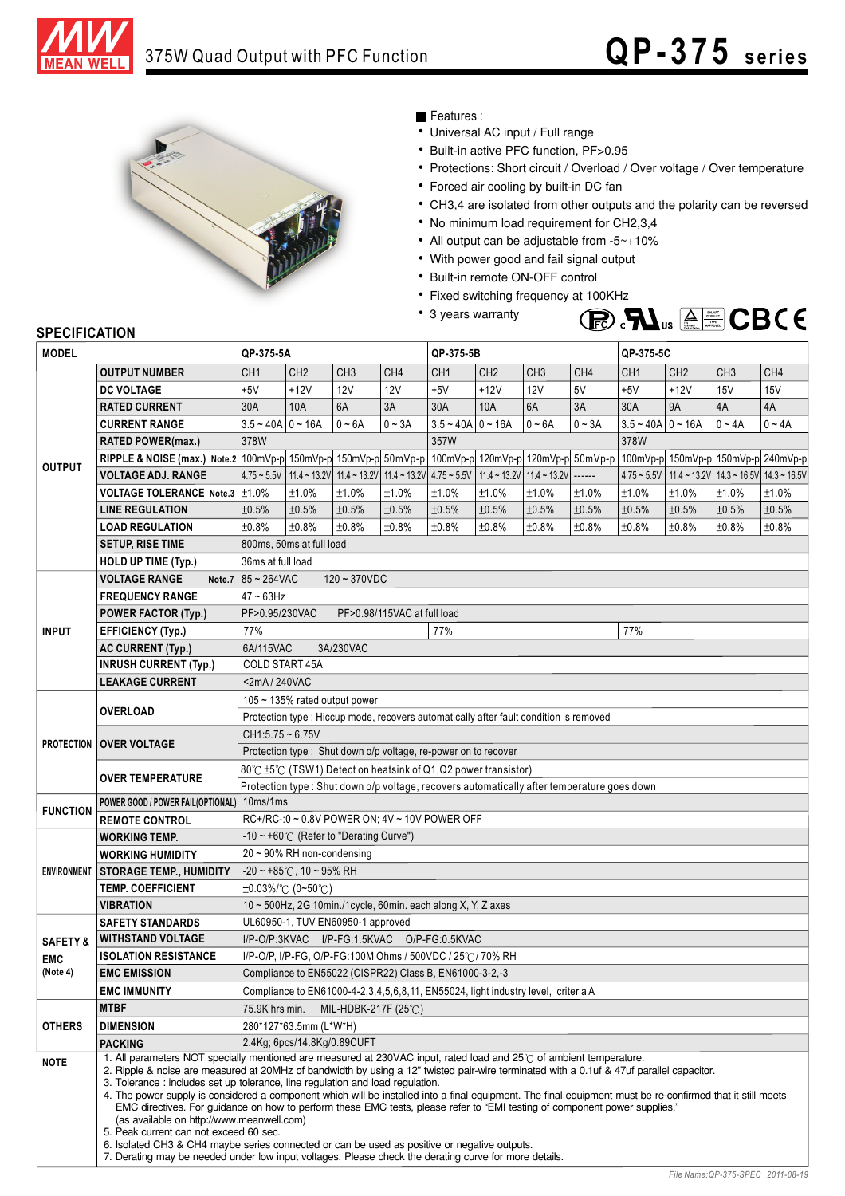# 375W Quad Output with PFC Function

# QP-375 series

■ Features :

- Universal AC input / Full range
- Built-in active PFC function, PF>0.95
- Protections: Short circuit / Overload / Over voltage / Over temperature
- Forced air cooling by built-in DC fan
- CH3,4 are isolated from other outputs and the polarity can be reversed
- No minimum load requirement for CH2,3,4
- All output can be adjustable from -5~+10%
- With power good and fail signal output
- Built-in remote ON-OFF control
- Fixed switching frequency at 100KHz
- 3 years warranty

## SPECIFICATION

| MODEL | | QP-375-5A | | | | QP-375-5B | | | | QP-375-5C | | | |
|---|---|---|---|---|---|---|---|---|---|---|---|---|---|
| OUTPUT | OUTPUT NUMBER | CH1 | CH2 | CH3 | CH4 | CH1 | CH2 | CH3 | CH4 | CH1 | CH2 | CH3 | CH4 |
| | DC VOLTAGE | +5V | +12V | 12V | 12V | +5V | +12V | 12V | 5V | +5V | +12V | 15V | 15V |
| | RATED CURRENT | 30A | 10A | 6A | 3A | 30A | 10A | 6A | 3A | 30A | 9A | 4A | 4A |
| | CURRENT RANGE | 3.5 ~ 40A | 0 ~ 16A | 0 ~ 6A | 0 ~ 3A | 3.5 ~ 40A | 0 ~ 16A | 0 ~ 6A | 0 ~ 3A | 3.5 ~ 40A | 0 ~ 16A | 0 ~ 4A | 0 ~ 4A |
| | RATED POWER(max.) | 378W | | | | 357W | | | | 378W | | | |
| | RIPPLE & NOISE (max.) Note.2 | 100mVp-p | 150mVp-p | 150mVp-p | 50mVp-p | 100mVp-p | 120mVp-p | 120mVp-p | 50mVp-p | 100mVp-p | 150mVp-p | 150mVp-p | 240mVp-p |
| | VOLTAGE ADJ. RANGE | 4.75 ~ 5.5V | 11.4 ~ 13.2V | 11.4 ~ 13.2V | 11.4 ~ 13.2V | 4.75 ~ 5.5V | 11.4 ~ 13.2V | 11.4 ~ 13.2V | ------ | 4.75 ~ 5.5V | 11.4 ~ 13.2V | 14.3 ~ 16.5V | 14.3 ~ 16.5V |
| | VOLTAGE TOLERANCE Note.3 | ±1.0% | ±1.0% | ±1.0% | ±1.0% | ±1.0% | ±1.0% | ±1.0% | ±1.0% | ±1.0% | ±1.0% | ±1.0% | ±1.0% |
| | LINE REGULATION | ±0.5% | ±0.5% | ±0.5% | ±0.5% | ±0.5% | ±0.5% | ±0.5% | ±0.5% | ±0.5% | ±0.5% | ±0.5% | ±0.5% |
| | LOAD REGULATION | ±0.8% | ±0.8% | ±0.8% | ±0.8% | ±0.8% | ±0.8% | ±0.8% | ±0.8% | ±0.8% | ±0.8% | ±0.8% | ±0.8% |
| | SETUP, RISE TIME | 800ms, 50ms at full load | | | | | | | | | | | |
| | HOLD UP TIME (Typ.) | 36ms at full load | | | | | | | | | | | |
| INPUT | VOLTAGE RANGE Note.7 | 85 ~ 264VAC 120 ~ 370VDC | | | | | | | | | | | |
| | FREQUENCY RANGE | 47 ~ 63Hz | | | | | | | | | | | |
| | POWER FACTOR (Typ.) | PF>0.95/230VAC PF>0.98/115VAC at full load | | | | | | | | | | | |
| | EFFICIENCY (Typ.) | 77% | | | | 77% | | | | 77% | | | |
| | AC CURRENT (Typ.) | 6A/115VAC 3A/230VAC | | | | | | | | | | | |
| | INRUSH CURRENT (Typ.) | COLD START 45A | | | | | | | | | | | |
| | LEAKAGE CURRENT | <2mA / 240VAC | | | | | | | | | | | |
| PROTECTION | OVERLOAD | 105 ~ 135% rated output power | | | | | | | | | | | |
| | | Protection type : Hiccup mode, recovers automatically after fault condition is removed | | | | | | | | | | | |
| | OVER VOLTAGE | CH1:5.75 ~ 6.75V | | | | | | | | | | | |
| | | Protection type : Shut down o/p voltage, re-power on to recover | | | | | | | | | | | |
| | OVER TEMPERATURE | 80℃ ±5℃ (TSW1) Detect on heatsink of Q1,Q2 power transistor) | | | | | | | | | | | |
| | | Protection type : Shut down o/p voltage, recovers automatically after temperature goes down | | | | | | | | | | | |
| FUNCTION | POWER GOOD / POWER FAIL(OPTIONAL) | 10ms/1ms | | | | | | | | | | | |
| | REMOTE CONTROL | RC+/RC-:0 ~ 0.8V POWER ON; 4V ~ 10V POWER OFF | | | | | | | | | | | |
| ENVIRONMENT | WORKING TEMP. | -10 ~ +60℃ (Refer to "Derating Curve") | | | | | | | | | | | |
| | WORKING HUMIDITY | 20 ~ 90% RH non-condensing | | | | | | | | | | | |
| | STORAGE TEMP., HUMIDITY | -20 ~ +85℃, 10 ~ 95% RH | | | | | | | | | | | |
| | TEMP. COEFFICIENT | ±0.03%/℃ (0~50℃) | | | | | | | | | | | |
| | VIBRATION | 10 ~ 500Hz, 2G 10min./1cycle, 60min. each along X, Y, Z axes | | | | | | | | | | | |
| SAFETY & EMC (Note 4) | SAFETY STANDARDS | UL60950-1, TUV EN60950-1 approved | | | | | | | | | | | |
| | WITHSTAND VOLTAGE | I/P-O/P:3KVAC I/P-FG:1.5KVAC O/P-FG:0.5KVAC | | | | | | | | | | | |
| | ISOLATION RESISTANCE | I/P-O/P, I/P-FG, O/P-FG:100M Ohms / 500VDC / 25℃/ 70% RH | | | | | | | | | | | |
| | EMC EMISSION | Compliance to EN55022 (CISPR22) Class B, EN61000-3-2,-3 | | | | | | | | | | | |
| | EMC IMMUNITY | Compliance to EN61000-4-2,3,4,5,6,8,11, EN55024, light industry level, criteria A | | | | | | | | | | | |
| OTHERS | MTBF | 75.9K hrs min. MIL-HDBK-217F (25℃) | | | | | | | | | | | |
| | DIMENSION | 280*127*63.5mm (L*W*H) | | | | | | | | | | | |
| | PACKING | 2.4Kg; 6pcs/14.8Kg/0.89CUFT | | | | | | | | | | | |

**NOTE**

1. All parameters NOT specially mentioned are measured at 230VAC input, rated load and 25℃ of ambient temperature.
2. Ripple & noise are measured at 20MHz of bandwidth by using a 12" twisted pair-wire terminated with a 0.1uf & 47uf parallel capacitor.
3. Tolerance : includes set up tolerance, line regulation and load regulation.
4. The power supply is considered a component which will be installed into a final equipment. The final equipment must be re-confirmed that it still meets EMC directives. For guidance on how to perform these EMC tests, please refer to "EMI testing of component power supplies." (as available on http://www.meanwell.com)
5. Peak current can not exceed 60 sec.
6. Isolated CH3 & CH4 maybe series connected or can be used as positive or negative outputs.
7. Derating may be needed under low input voltages. Please check the derating curve for more details.

*File Name:QP-375-SPEC 2011-08-19*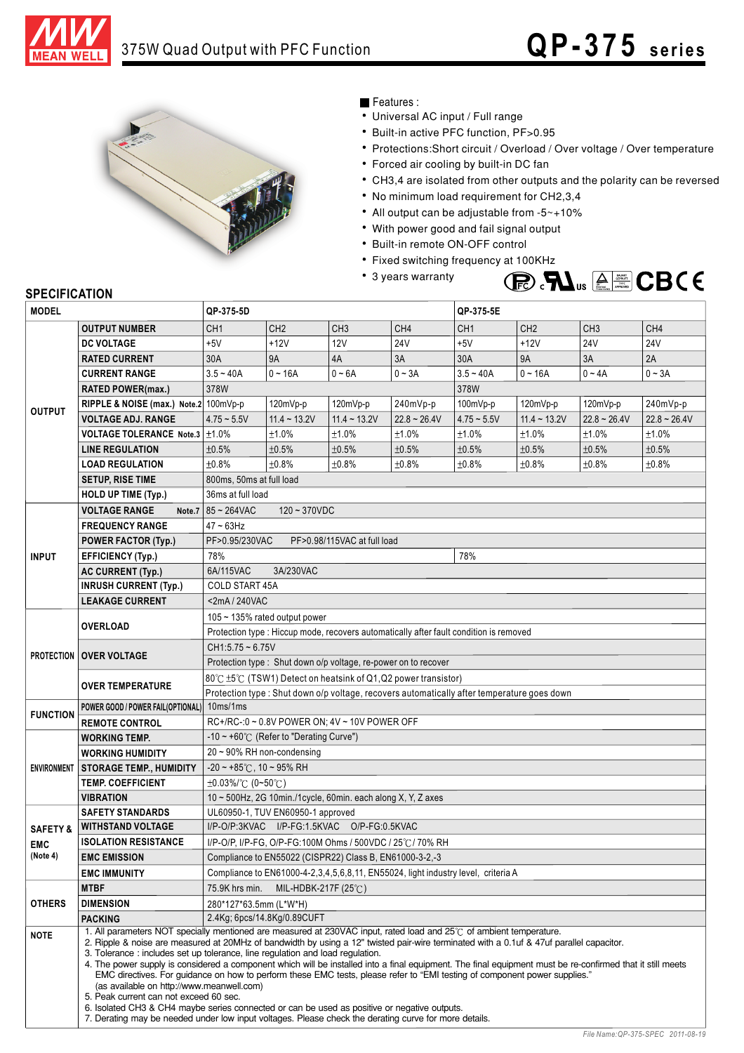# 375W Quad Output with PFC Function — QP-375 series

■ Features :

- Universal AC input / Full range
- Built-in active PFC function, PF>0.95
- Protections:Short circuit / Overload / Over voltage / Over temperature
- Forced air cooling by built-in DC fan
- CH3,4 are isolated from other outputs and the polarity can be reversed
- No minimum load requirement for CH2,3,4
- All output can be adjustable from -5~+10%
- With power good and fail signal output
- Built-in remote ON-OFF control
- Fixed switching frequency at 100KHz
- 3 years warranty

## SPECIFICATION

| MODEL | | QP-375-5D | | | | QP-375-5E | | | |
|---|---|---|---|---|---|---|---|---|---|
| OUTPUT | OUTPUT NUMBER | CH1 | CH2 | CH3 | CH4 | CH1 | CH2 | CH3 | CH4 |
| | DC VOLTAGE | +5V | +12V | 12V | 24V | +5V | +12V | 24V | 24V |
| | RATED CURRENT | 30A | 9A | 4A | 3A | 30A | 9A | 3A | 2A |
| | CURRENT RANGE | 3.5 ~ 40A | 0 ~ 16A | 0 ~ 6A | 0 ~ 3A | 3.5 ~ 40A | 0 ~ 16A | 0 ~ 4A | 0 ~ 3A |
| | RATED POWER(max.) | 378W | | | | 378W | | | |
| | RIPPLE & NOISE (max.) Note.2 | 100mVp-p | 120mVp-p | 120mVp-p | 240mVp-p | 100mVp-p | 120mVp-p | 120mVp-p | 240mVp-p |
| | VOLTAGE ADJ. RANGE | 4.75 ~ 5.5V | 11.4 ~ 13.2V | 11.4 ~ 13.2V | 22.8 ~ 26.4V | 4.75 ~ 5.5V | 11.4 ~ 13.2V | 22.8 ~ 26.4V | 22.8 ~ 26.4V |
| | VOLTAGE TOLERANCE Note.3 | ±1.0% | ±1.0% | ±1.0% | ±1.0% | ±1.0% | ±1.0% | ±1.0% | ±1.0% |
| | LINE REGULATION | ±0.5% | ±0.5% | ±0.5% | ±0.5% | ±0.5% | ±0.5% | ±0.5% | ±0.5% |
| | LOAD REGULATION | ±0.8% | ±0.8% | ±0.8% | ±0.8% | ±0.8% | ±0.8% | ±0.8% | ±0.8% |
| | SETUP, RISE TIME | 800ms, 50ms at full load | | | | | | | |
| | HOLD UP TIME (Typ.) | 36ms at full load | | | | | | | |
| INPUT | VOLTAGE RANGE Note.7 | 85 ~ 264VAC 120 ~ 370VDC | | | | | | | |
| | FREQUENCY RANGE | 47 ~ 63Hz | | | | | | | |
| | POWER FACTOR (Typ.) | PF>0.95/230VAC PF>0.98/115VAC at full load | | | | | | | |
| | EFFICIENCY (Typ.) | 78% | | | | 78% | | | |
| | AC CURRENT (Typ.) | 6A/115VAC 3A/230VAC | | | | | | | |
| | INRUSH CURRENT (Typ.) | COLD START 45A | | | | | | | |
| | LEAKAGE CURRENT | <2mA / 240VAC | | | | | | | |
| PROTECTION | OVERLOAD | 105 ~ 135% rated output power | | | | | | | |
| | | Protection type : Hiccup mode, recovers automatically after fault condition is removed | | | | | | | |
| | OVER VOLTAGE | CH1:5.75 ~ 6.75V | | | | | | | |
| | | Protection type : Shut down o/p voltage, re-power on to recover | | | | | | | |
| | OVER TEMPERATURE | 80℃ ±5℃ (TSW1) Detect on heatsink of Q1,Q2 power transistor) | | | | | | | |
| | | Protection type : Shut down o/p voltage, recovers automatically after temperature goes down | | | | | | | |
| FUNCTION | POWER GOOD / POWER FAIL(OPTIONAL) | 10ms/1ms | | | | | | | |
| | REMOTE CONTROL | RC+/RC-:0 ~ 0.8V POWER ON; 4V ~ 10V POWER OFF | | | | | | | |
| ENVIRONMENT | WORKING TEMP. | -10 ~ +60℃ (Refer to "Derating Curve") | | | | | | | |
| | WORKING HUMIDITY | 20 ~ 90% RH non-condensing | | | | | | | |
| | STORAGE TEMP., HUMIDITY | -20 ~ +85℃, 10 ~ 95% RH | | | | | | | |
| | TEMP. COEFFICIENT | ±0.03%/℃ (0~50℃) | | | | | | | |
| | VIBRATION | 10 ~ 500Hz, 2G 10min./1cycle, 60min. each along X, Y, Z axes | | | | | | | |
| SAFETY & EMC (Note 4) | SAFETY STANDARDS | UL60950-1, TUV EN60950-1 approved | | | | | | | |
| | WITHSTAND VOLTAGE | I/P-O/P:3KVAC I/P-FG:1.5KVAC O/P-FG:0.5KVAC | | | | | | | |
| | ISOLATION RESISTANCE | I/P-O/P, I/P-FG, O/P-FG:100M Ohms / 500VDC / 25℃/ 70% RH | | | | | | | |
| | EMC EMISSION | Compliance to EN55022 (CISPR22) Class B, EN61000-3-2,-3 | | | | | | | |
| | EMC IMMUNITY | Compliance to EN61000-4-2,3,4,5,6,8,11, EN55024, light industry level, criteria A | | | | | | | |
| OTHERS | MTBF | 75.9K hrs min. MIL-HDBK-217F (25℃) | | | | | | | |
| | DIMENSION | 280*127*63.5mm (L*W*H) | | | | | | | |
| | PACKING | 2.4Kg; 6pcs/14.8Kg/0.89CUFT | | | | | | | |

**NOTE**

1. All parameters NOT specially mentioned are measured at 230VAC input, rated load and 25℃ of ambient temperature.
2. Ripple & noise are measured at 20MHz of bandwidth by using a 12" twisted pair-wire terminated with a 0.1uf & 47uf parallel capacitor.
3. Tolerance : includes set up tolerance, line regulation and load regulation.
4. The power supply is considered a component which will be installed into a final equipment. The final equipment must be re-confirmed that it still meets EMC directives. For guidance on how to perform these EMC tests, please refer to "EMI testing of component power supplies." (as available on http://www.meanwell.com)
5. Peak current can not exceed 60 sec.
6. Isolated CH3 & CH4 maybe series connected or can be used as positive or negative outputs.
7. Derating may be needed under low input voltages. Please check the derating curve for more details.

File Name:QP-375-SPEC 2011-08-19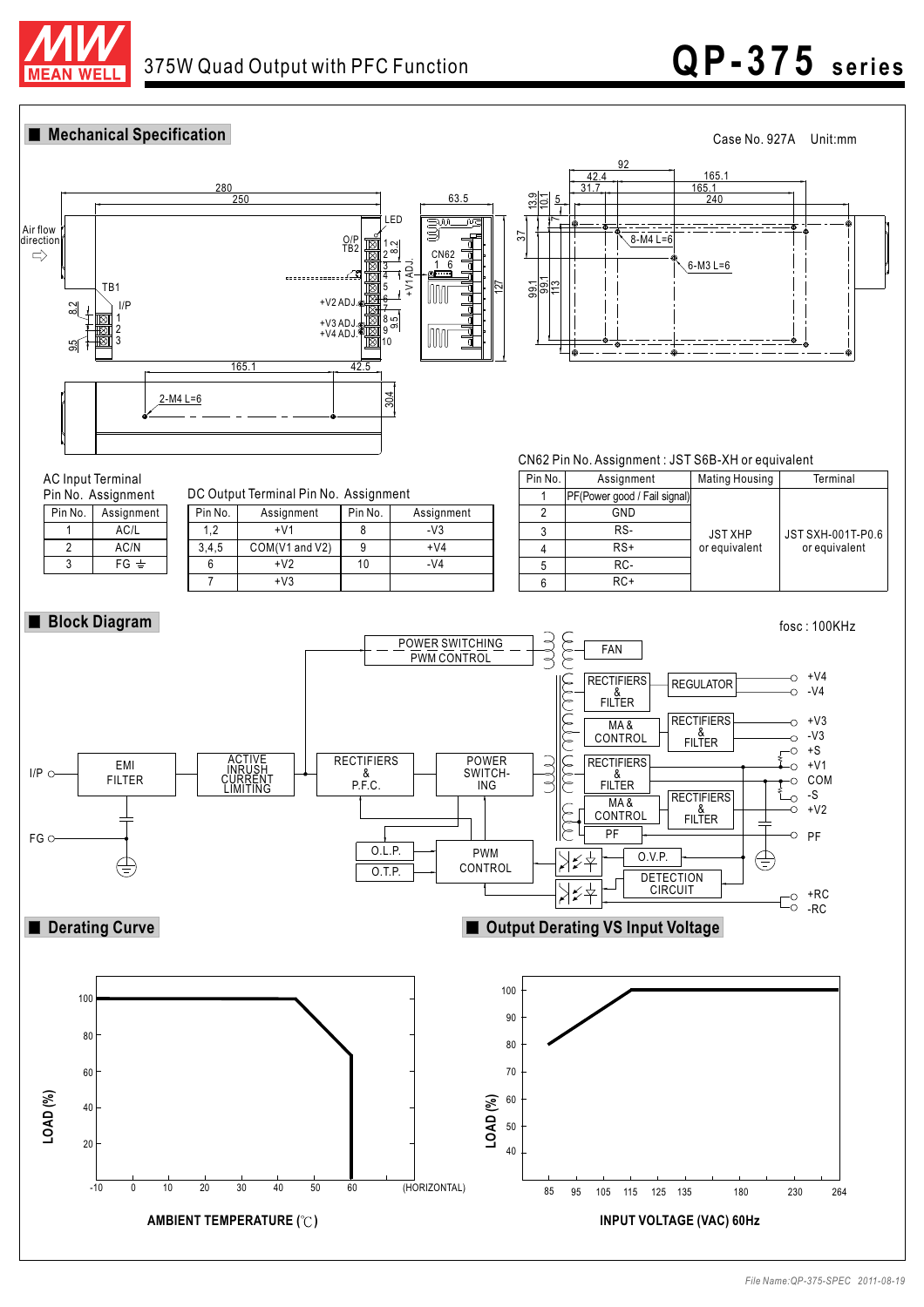# 375W Quad Output with PFC Function — QP-375 series

## Mechanical Specification

Case No. 927A Unit:mm

AC Input Terminal Pin No. Assignment

| Pin No. | Assignment |
|---|---|
| 1 | AC/L |
| 2 | AC/N |
| 3 | FG ⏚ |

DC Output Terminal Pin No. Assignment

| Pin No. | Assignment | Pin No. | Assignment |
|---|---|---|---|
| 1,2 | +V1 | 8 | -V3 |
| 3,4,5 | COM(V1 and V2) | 9 | +V4 |
| 6 | +V2 | 10 | -V4 |
| 7 | +V3 | | |

CN62 Pin No. Assignment : JST S6B-XH or equivalent

| Pin No. | Assignment | Mating Housing | Terminal |
|---|---|---|---|
| 1 | PF(Power good / Fail signal) | JST XHP or equivalent | JST SXH-001T-P0.6 or equivalent |
| 2 | GND | | |
| 3 | RS- | | |
| 4 | RS+ | | |
| 5 | RC- | | |
| 6 | RC+ | | |

## Block Diagram

fosc : 100KHz

## Derating Curve

## Output Derating VS Input Voltage

File Name:QP-375-SPEC 2011-08-19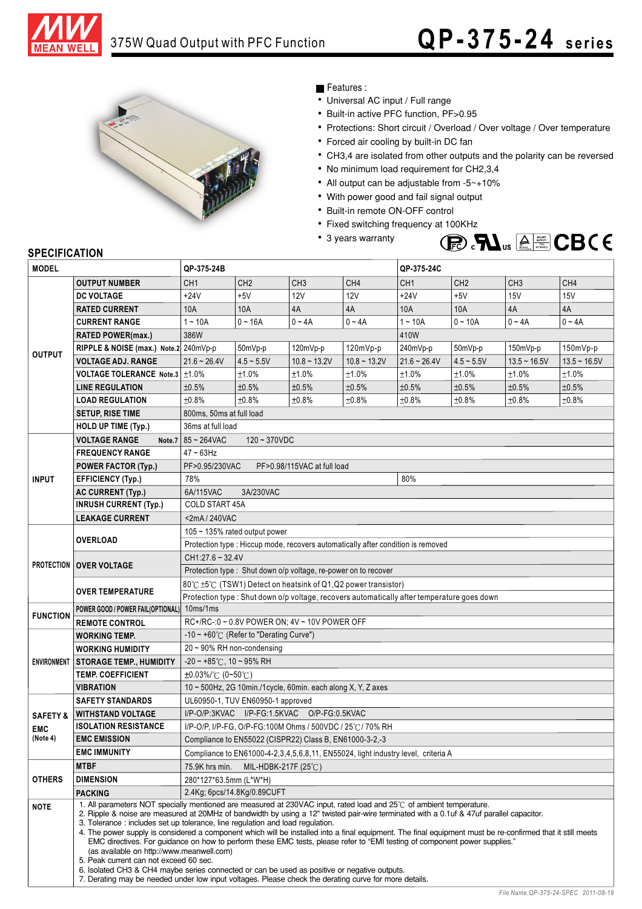# 375W Quad Output with PFC Function

# QP-375-24 series

■ Features :

- Universal AC input / Full range
- Built-in active PFC function, PF>0.95
- Protections: Short circuit / Overload / Over voltage / Over temperature
- Forced air cooling by built-in DC fan
- CH3,4 are isolated from other outputs and the polarity can be reversed
- No minimum load requirement for CH2,3,4
- All output can be adjustable from -5~+10%
- With power good and fail signal output
- Built-in remote ON-OFF control
- Fixed switching frequency at 100KHz
- 3 years warranty

## SPECIFICATION

| MODEL | | QP-375-24B | | | | QP-375-24C | | | |
|---|---|---|---|---|---|---|---|---|---|
| OUTPUT | OUTPUT NUMBER | CH1 | CH2 | CH3 | CH4 | CH1 | CH2 | CH3 | CH4 |
| | DC VOLTAGE | +24V | +5V | 12V | 12V | +24V | +5V | 15V | 15V |
| | RATED CURRENT | 10A | 10A | 4A | 4A | 10A | 10A | 4A | 4A |
| | CURRENT RANGE | 1 ~ 10A | 0 ~ 16A | 0 ~ 4A | 0 ~ 4A | 1 ~ 10A | 0 ~ 10A | 0 ~ 4A | 0 ~ 4A |
| | RATED POWER(max.) | 386W | | | | 410W | | | |
| | RIPPLE & NOISE (max.) Note.2 | 240mVp-p | 50mVp-p | 120mVp-p | 120mVp-p | 240mVp-p | 50mVp-p | 150mVp-p | 150mVp-p |
| | VOLTAGE ADJ. RANGE | 21.6 ~ 26.4V | 4.5 ~ 5.5V | 10.8 ~ 13.2V | 10.8 ~ 13.2V | 21.6 ~ 26.4V | 4.5 ~ 5.5V | 13.5 ~ 16.5V | 13.5 ~ 16.5V |
| | VOLTAGE TOLERANCE Note.3 | ±1.0% | ±1.0% | ±1.0% | ±1.0% | ±1.0% | ±1.0% | ±1.0% | ±1.0% |
| | LINE REGULATION | ±0.5% | ±0.5% | ±0.5% | ±0.5% | ±0.5% | ±0.5% | ±0.5% | ±0.5% |
| | LOAD REGULATION | ±0.8% | ±0.8% | ±0.8% | ±0.8% | ±0.8% | ±0.8% | ±0.8% | ±0.8% |
| | SETUP, RISE TIME | 800ms, 50ms at full load | | | | | | | |
| | HOLD UP TIME (Typ.) | 36ms at full load | | | | | | | |
| INPUT | VOLTAGE RANGE Note.7 | 85 ~ 264VAC 120 ~ 370VDC | | | | | | | |
| | FREQUENCY RANGE | 47 ~ 63Hz | | | | | | | |
| | POWER FACTOR (Typ.) | PF>0.95/230VAC PF>0.98/115VAC at full load | | | | | | | |
| | EFFICIENCY (Typ.) | 78% | | | | 80% | | | |
| | AC CURRENT (Typ.) | 6A/115VAC 3A/230VAC | | | | | | | |
| | INRUSH CURRENT (Typ.) | COLD START 45A | | | | | | | |
| | LEAKAGE CURRENT | <2mA / 240VAC | | | | | | | |
| PROTECTION | OVERLOAD | 105 ~ 135% rated output power | | | | | | | |
| | | Protection type : Hiccup mode, recovers automatically after condition is removed | | | | | | | |
| | OVER VOLTAGE | CH1:27.6 ~ 32.4V | | | | | | | |
| | | Protection type : Shut down o/p voltage, re-power on to recover | | | | | | | |
| | OVER TEMPERATURE | 80℃ ±5℃ (TSW1) Detect on heatsink of Q1,Q2 power transistor) | | | | | | | |
| | | Protection type : Shut down o/p voltage, recovers automatically after temperature goes down | | | | | | | |
| FUNCTION | POWER GOOD / POWER FAIL(OPTIONAL) | 10ms/1ms | | | | | | | |
| | REMOTE CONTROL | RC+/RC-:0 ~ 0.8V POWER ON; 4V ~ 10V POWER OFF | | | | | | | |
| ENVIRONMENT | WORKING TEMP. | -10 ~ +60℃ (Refer to "Derating Curve") | | | | | | | |
| | WORKING HUMIDITY | 20 ~ 90% RH non-condensing | | | | | | | |
| | STORAGE TEMP., HUMIDITY | -20 ~ +85℃, 10 ~ 95% RH | | | | | | | |
| | TEMP. COEFFICIENT | ±0.03%/℃ (0~50℃) | | | | | | | |
| | VIBRATION | 10 ~ 500Hz, 2G 10min./1cycle, 60min. each along X, Y, Z axes | | | | | | | |
| SAFETY & EMC (Note 4) | SAFETY STANDARDS | UL60950-1, TUV EN60950-1 approved | | | | | | | |
| | WITHSTAND VOLTAGE | I/P-O/P:3KVAC I/P-FG:1.5KVAC O/P-FG:0.5KVAC | | | | | | | |
| | ISOLATION RESISTANCE | I/P-O/P, I/P-FG, O/P-FG:100M Ohms / 500VDC / 25℃/ 70% RH | | | | | | | |
| | EMC EMISSION | Compliance to EN55022 (CISPR22) Class B, EN61000-3-2,-3 | | | | | | | |
| | EMC IMMUNITY | Compliance to EN61000-4-2,3,4,5,6,8,11, EN55024, light industry level, criteria A | | | | | | | |
| OTHERS | MTBF | 75.9K hrs min. MIL-HDBK-217F (25℃) | | | | | | | |
| | DIMENSION | 280\*127\*63.5mm (L\*W\*H) | | | | | | | |
| | PACKING | 2.4Kg; 6pcs/14.8Kg/0.89CUFT | | | | | | | |

**NOTE**

1. All parameters NOT specially mentioned are measured at 230VAC input, rated load and 25℃ of ambient temperature.
2. Ripple & noise are measured at 20MHz of bandwidth by using a 12" twisted pair-wire terminated with a 0.1uf & 47uf parallel capacitor.
3. Tolerance : includes set up tolerance, line regulation and load regulation.
4. The power supply is considered a component which will be installed into a final equipment. The final equipment must be re-confirmed that it still meets EMC directives. For guidance on how to perform these EMC tests, please refer to "EMI testing of component power supplies." (as available on http://www.meanwell.com)
5. Peak current can not exceed 60 sec.
6. Isolated CH3 & CH4 maybe series connected or can be used as positive or negative outputs.
7. Derating may be needed under low input voltages. Please check the derating curve for more details.

File Name:QP-375-24-SPEC 2011-08-19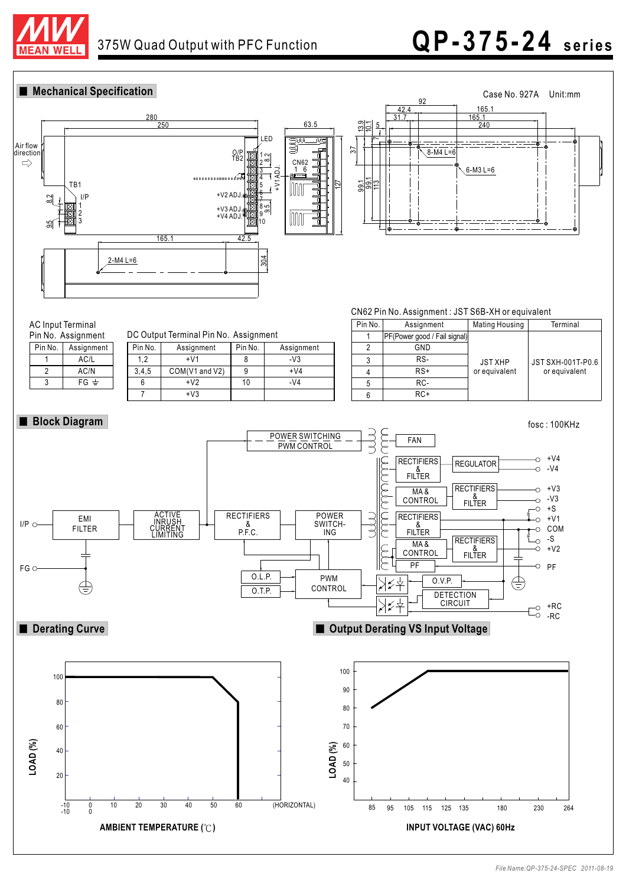# 375W Quad Output with PFC Function — QP-375-24 series

## Mechanical Specification

Case No. 927A Unit:mm

AC Input Terminal
Pin No. Assignment

| Pin No. | Assignment |
|---|---|
| 1 | AC/L |
| 2 | AC/N |
| 3 | FG ⏚ |

DC Output Terminal Pin No. Assignment

| Pin No. | Assignment | Pin No. | Assignment |
|---|---|---|---|
| 1,2 | +V1 | 8 | -V3 |
| 3,4,5 | COM(V1 and V2) | 9 | +V4 |
| 6 | +V2 | 10 | -V4 |
| 7 | +V3 | | |

CN62 Pin No. Assignment : JST S6B-XH or equivalent

| Pin No. | Assignment | Mating Housing | Terminal |
|---|---|---|---|
| 1 | PF(Power good / Fail signal) | JST XHP or equivalent | JST SXH-001T-P0.6 or equivalent |
| 2 | GND | | |
| 3 | RS- | | |
| 4 | RS+ | | |
| 5 | RC- | | |
| 6 | RC+ | | |

## Block Diagram

fosc : 100KHz

## Derating Curve

AMBIENT TEMPERATURE (℃)

## Output Derating VS Input Voltage

INPUT VOLTAGE (VAC) 60Hz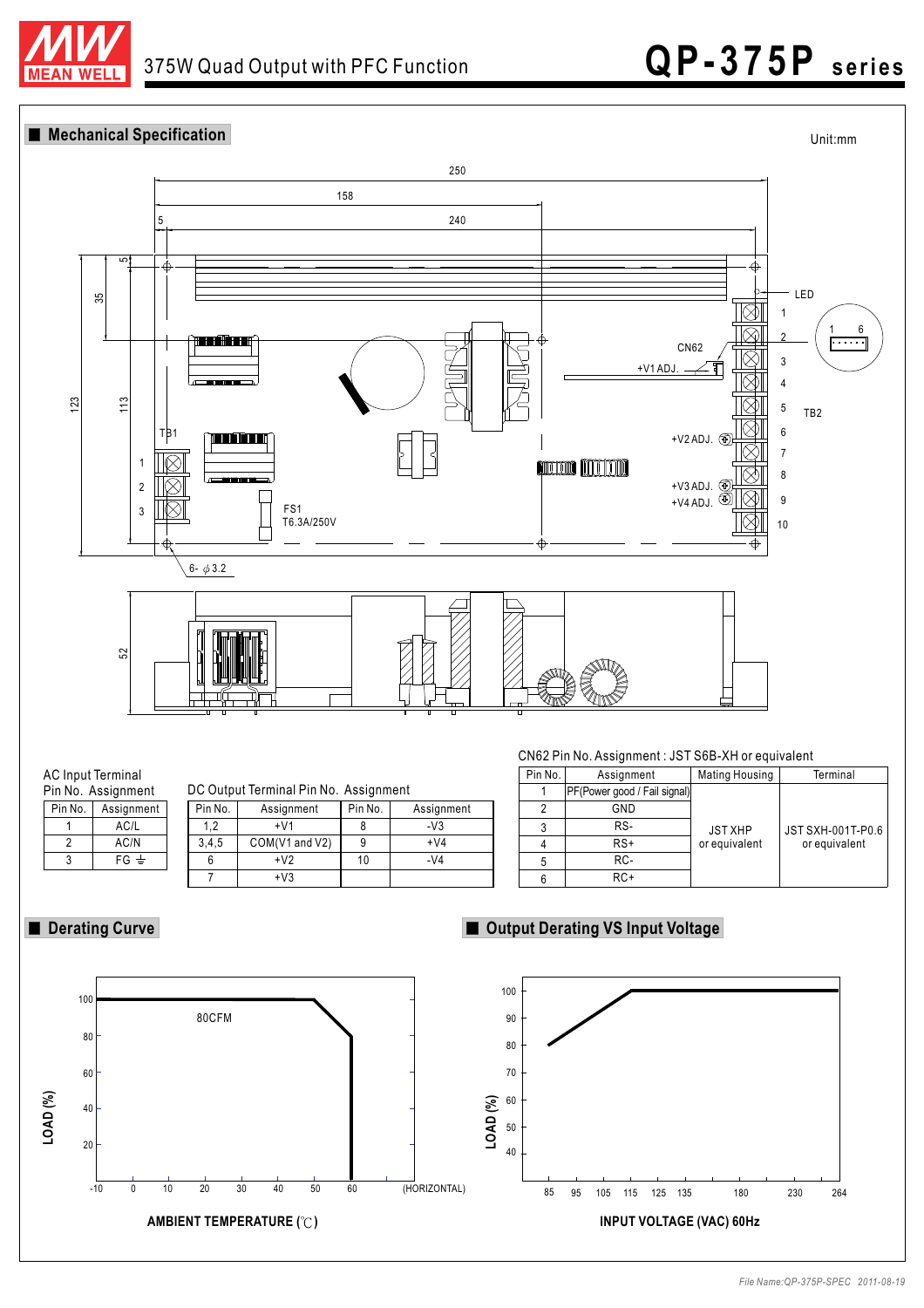## Mechanical Specification

Unit:mm

AC Input Terminal Pin No. Assignment

| Pin No. | Assignment |
|---|---|
| 1 | AC/L |
| 2 | AC/N |
| 3 | FG ⏚ |

DC Output Terminal Pin No. Assignment

| Pin No. | Assignment | Pin No. | Assignment |
|---|---|---|---|
| 1,2 | +V1 | 8 | -V3 |
| 3,4,5 | COM(V1 and V2) | 9 | +V4 |
| 6 | +V2 | 10 | -V4 |
| 7 | +V3 | | |

CN62 Pin No. Assignment : JST S6B-XH or equivalent

| Pin No. | Assignment | Mating Housing | Terminal |
|---|---|---|---|
| 1 | PF(Power good / Fail signal) | JST XHP or equivalent | JST SXH-001T-P0.6 or equivalent |
| 2 | GND | | |
| 3 | RS- | | |
| 4 | RS+ | | |
| 5 | RC- | | |
| 6 | RC+ | | |

## Derating Curve

## Output Derating VS Input Voltage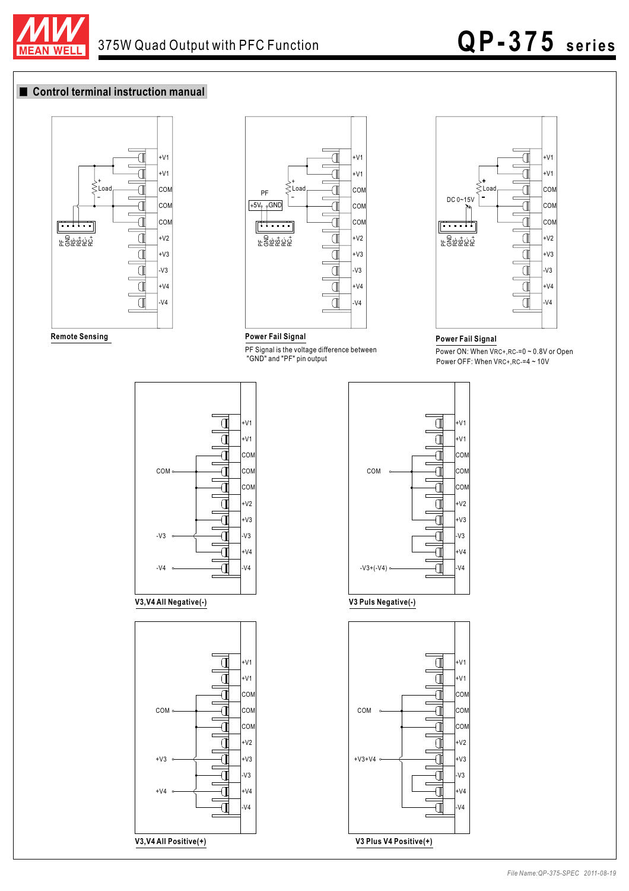## Control terminal instruction manual

+V1
+V1
COM
COM
COM
+V2
+V3
-V3
+V4
-V4
+
Load
-
PF
GND
RS-
RS+
RC-
RC+

**Remote Sensing**

+V1
+V1
COM
COM
COM
+V2
+V3
-V3
+V4
-V4
PF
+5V
GND
+
Load
-
PF
GND
RS-
RS+
RC-
RC+

**Power Fail Signal**

PF Signal is the voltage difference between "GND" and "PF" pin output

+V1
+V1
COM
COM
COM
+V2
+V3
-V3
+V4
-V4
+
Load
-
DC 0~15V
PF
GND
RS-
RS+
RC-
RC+

**Power Fail Signal**

Power ON: When $V_{RC+,RC-}$=0 ~ 0.8V or Open
Power OFF: When $V_{RC+,RC-}$=4 ~ 10V

+V1
+V1
COM
COM
COM
+V2
+V3
-V3
+V4
-V4
COM
-V3
-V4

**V3,V4 All Negative(-)**

+V1
+V1
COM
COM
COM
+V2
+V3
-V3
+V4
-V4
COM
-V3+(-V4)

**V3 Puls Negative(-)**

+V1
+V1
COM
COM
COM
+V2
+V3
-V3
+V4
-V4
COM
+V3
+V4

**V3,V4 All Positive(+)**

+V1
+V1
COM
COM
COM
+V2
+V3
-V3
+V4
-V4
COM
+V3+V4

**V3 Plus V4 Positive(+)**